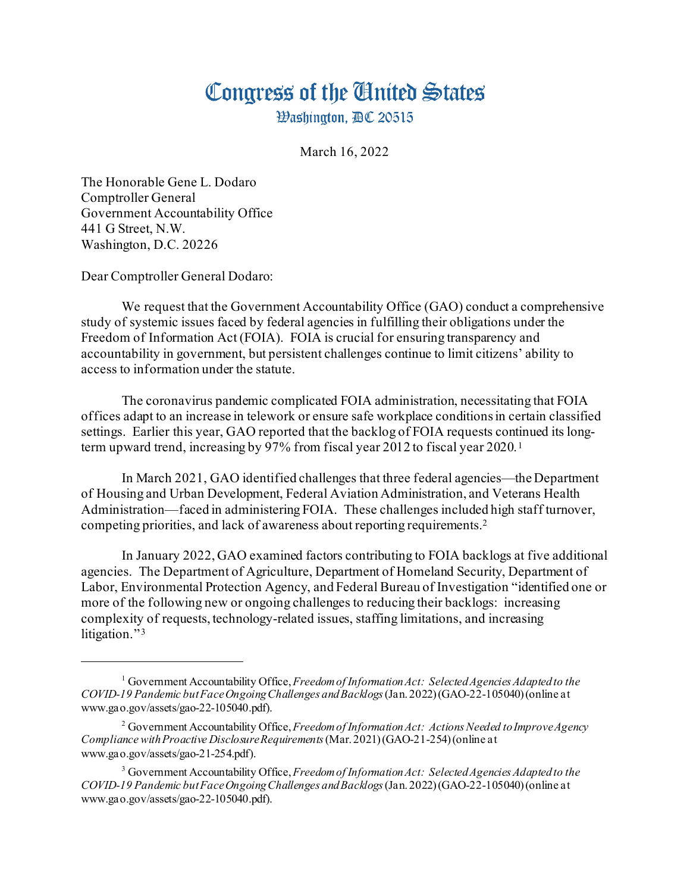# Congress of the United States

Washington, DC 20515

March 16, 2022

The Honorable Gene L. Dodaro
Comptroller General
Government Accountability Office
441 G Street, N.W.
Washington, D.C. 20226

Dear Comptroller General Dodaro:

We request that the Government Accountability Office (GAO) conduct a comprehensive study of systemic issues faced by federal agencies in fulfilling their obligations under the Freedom of Information Act (FOIA). FOIA is crucial for ensuring transparency and accountability in government, but persistent challenges continue to limit citizens' ability to access to information under the statute.

The coronavirus pandemic complicated FOIA administration, necessitating that FOIA offices adapt to an increase in telework or ensure safe workplace conditions in certain classified settings. Earlier this year, GAO reported that the backlog of FOIA requests continued its long-term upward trend, increasing by 97% from fiscal year 2012 to fiscal year 2020.[1]

In March 2021, GAO identified challenges that three federal agencies—the Department of Housing and Urban Development, Federal Aviation Administration, and Veterans Health Administration—faced in administering FOIA. These challenges included high staff turnover, competing priorities, and lack of awareness about reporting requirements.[2]

In January 2022, GAO examined factors contributing to FOIA backlogs at five additional agencies. The Department of Agriculture, Department of Homeland Security, Department of Labor, Environmental Protection Agency, and Federal Bureau of Investigation "identified one or more of the following new or ongoing challenges to reducing their backlogs: increasing complexity of requests, technology-related issues, staffing limitations, and increasing litigation."[3]

---

[1] Government Accountability Office, *Freedom of Information Act: Selected Agencies Adapted to the COVID-19 Pandemic but Face Ongoing Challenges and Backlogs* (Jan. 2022) (GAO-22-105040) (online at www.gao.gov/assets/gao-22-105040.pdf).

[2] Government Accountability Office, *Freedom of Information Act: Actions Needed to Improve Agency Compliance with Proactive Disclosure Requirements* (Mar. 2021) (GAO-21-254) (online at www.gao.gov/assets/gao-21-254.pdf).

[3] Government Accountability Office, *Freedom of Information Act: Selected Agencies Adapted to the COVID-19 Pandemic but Face Ongoing Challenges and Backlogs* (Jan. 2022) (GAO-22-105040) (online at www.gao.gov/assets/gao-22-105040.pdf).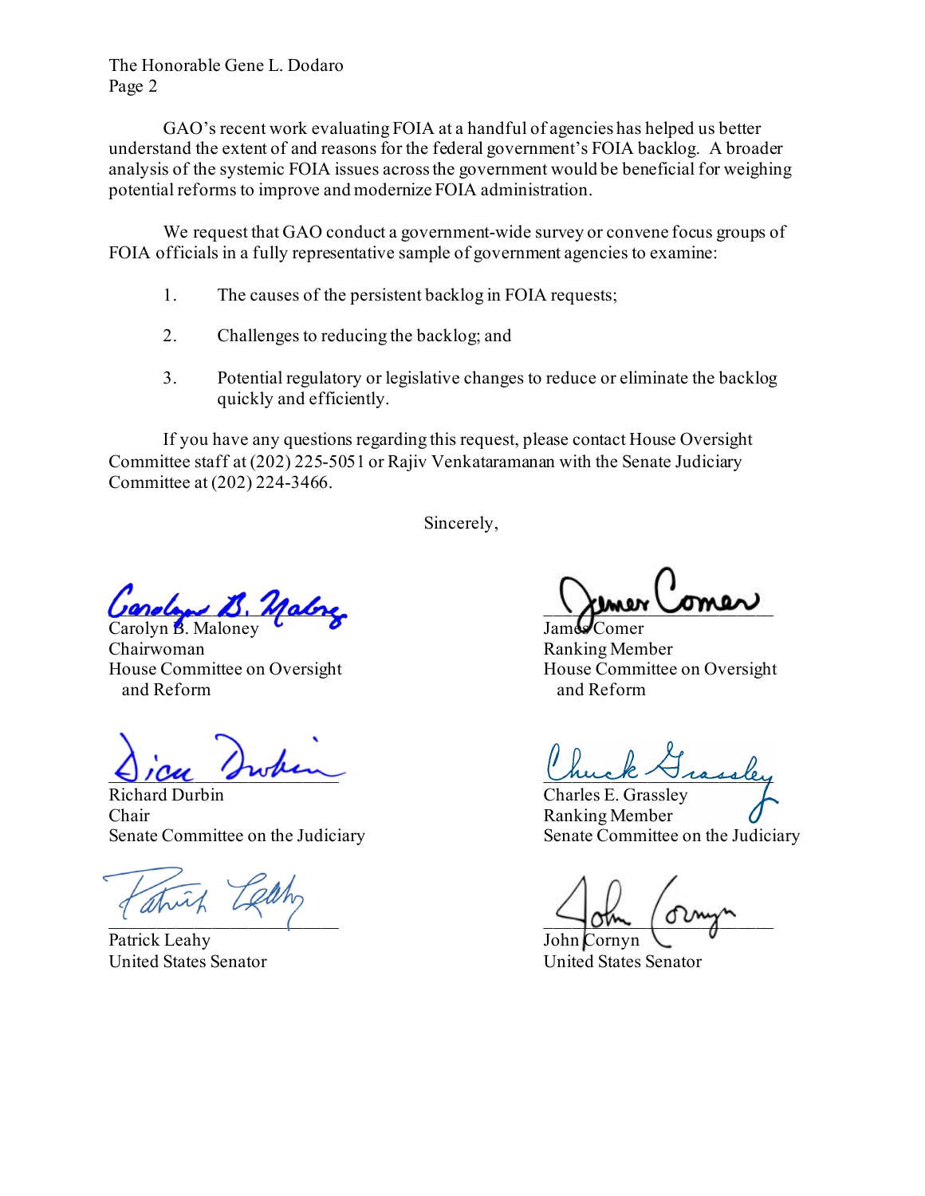The Honorable Gene L. Dodaro
Page 2

GAO's recent work evaluating FOIA at a handful of agencies has helped us better understand the extent of and reasons for the federal government's FOIA backlog. A broader analysis of the systemic FOIA issues across the government would be beneficial for weighing potential reforms to improve and modernize FOIA administration.

We request that GAO conduct a government-wide survey or convene focus groups of FOIA officials in a fully representative sample of government agencies to examine:

1. The causes of the persistent backlog in FOIA requests;

2. Challenges to reducing the backlog; and

3. Potential regulatory or legislative changes to reduce or eliminate the backlog quickly and efficiently.

If you have any questions regarding this request, please contact House Oversight Committee staff at (202) 225-5051 or Rajiv Venkataramanan with the Senate Judiciary Committee at (202) 224-3466.

Sincerely,

Carolyn B. Maloney
Chairwoman
House Committee on Oversight and Reform

James Comer
Ranking Member
House Committee on Oversight and Reform

Richard Durbin
Chair
Senate Committee on the Judiciary

Charles E. Grassley
Ranking Member
Senate Committee on the Judiciary

Patrick Leahy
United States Senator

John Cornyn
United States Senator